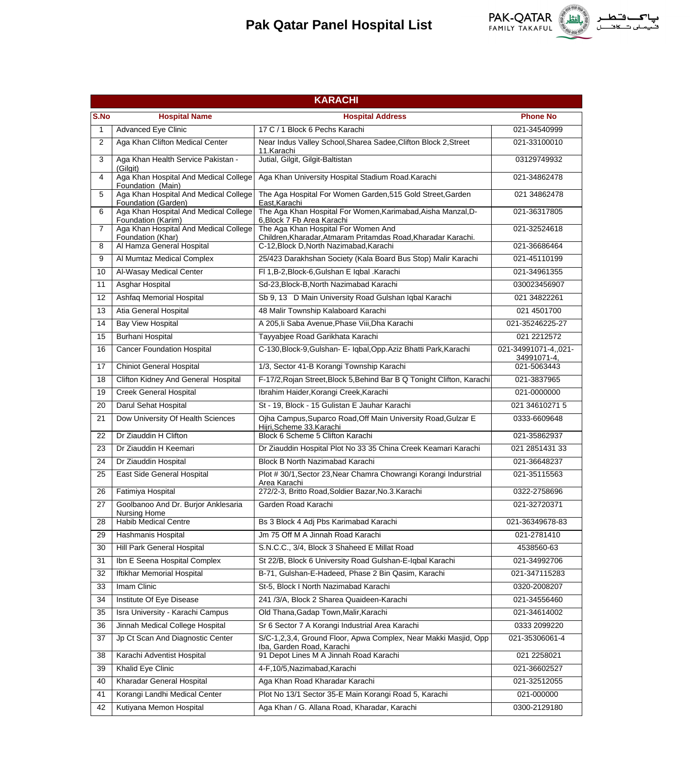# Pak Qatar Panel Hospital List

PAK-QATAR FAMILY TAKAFUL

پاک قطر فیملی تکافل

## KARACHI

| S.No | Hospital Name | Hospital Address | Phone No |
|---|---|---|---|
| 1 | Advanced Eye Clinic | 17 C / 1 Block 6 Pechs Karachi | 021-34540999 |
| 2 | Aga Khan Clifton Medical Center | Near Indus Valley School,Sharea Sadee,Clifton Block 2,Street 11.Karachi | 021-33100010 |
| 3 | Aga Khan Health Service Pakistan - (Gilgit) | Jutial, Gilgit, Gilgit-Baltistan | 03129749932 |
| 4 | Aga Khan Hospital And Medical College Foundation (Main) | Aga Khan University Hospital Stadium Road.Karachi | 021-34862478 |
| 5 | Aga Khan Hospital And Medical College Foundation (Garden) | The Aga Hospital For Women Garden,515 Gold Street,Garden East,Karachi | 021 34862478 |
| 6 | Aga Khan Hospital And Medical College Foundation (Karim) | The Aga Khan Hospital For Women,Karimabad,Aisha Manzal,D-6,Block 7 Fb Area Karachi | 021-36317805 |
| 7 | Aga Khan Hospital And Medical College Foundation (Khar) | The Aga Khan Hospital For Women And Children,Kharadar,Atmaram Pritamdas Road,Kharadar Karachi. | 021-32524618 |
| 8 | Al Hamza General Hospital | C-12,Block D,North Nazimabad,Karachi | 021-36686464 |
| 9 | Al Mumtaz Medical Complex | 25/423 Darakhshan Society (Kala Board Bus Stop) Malir Karachi | 021-45110199 |
| 10 | Al-Wasay Medical Center | Fl 1,B-2,Block-6,Gulshan E Iqbal .Karachi | 021-34961355 |
| 11 | Asghar Hospital | Sd-23,Block-B,North Nazimabad Karachi | 030023456907 |
| 12 | Ashfaq Memorial Hospital | Sb 9, 13 D Main University Road Gulshan Iqbal Karachi | 021 34822261 |
| 13 | Atia General Hospital | 48 Malir Township Kalaboard Karachi | 021 4501700 |
| 14 | Bay View Hospital | A 205,Ii Saba Avenue,Phase Viii,Dha Karachi | 021-35246225-27 |
| 15 | Burhani Hospital | Tayyabjee Road Garikhata Karachi | 021 2212572 |
| 16 | Cancer Foundation Hospital | C-130,Block-9,Gulshan- E- Iqbal,Opp.Aziz Bhatti Park,Karachi | 021-34991071-4,,021-34991071-4, |
| 17 | Chiniot General Hospital | 1/3, Sector 41-B Korangi Township Karachi | 021-5063443 |
| 18 | Clifton Kidney And General Hospital | F-17/2,Rojan Street,Block 5,Behind Bar B Q Tonight Clifton, Karachi | 021-3837965 |
| 19 | Creek General Hospital | Ibrahim Haider,Korangi Creek,Karachi | 021-0000000 |
| 20 | Darul Sehat Hospital | St - 19, Block - 15 Gulistan E Jauhar Karachi | 021 34610271 5 |
| 21 | Dow University Of Health Sciences | Ojha Campus,Suparco Road,Off Main University Road,Gulzar E Hijri,Scheme 33.Karachi | 0333-6609648 |
| 22 | Dr Ziauddin H Clifton | Block 6 Scheme 5 Clifton Karachi | 021-35862937 |
| 23 | Dr Ziauddin H Keemari | Dr Ziauddin Hospital Plot No 33 35 China Creek Keamari Karachi | 021 2851431 33 |
| 24 | Dr Ziauddin Hospital | Block B North Nazimabad Karachi | 021-36648237 |
| 25 | East Side General Hospital | Plot # 30/1,Sector 23,Near Chamra Chowrangi Korangi Indurstrial Area Karachi | 021-35115563 |
| 26 | Fatimiya Hospital | 272/2-3, Britto Road,Soldier Bazar,No.3.Karachi | 0322-2758696 |
| 27 | Goolbanoo And Dr. Burjor Anklesaria Nursing Home | Garden Road Karachi | 021-32720371 |
| 28 | Habib Medical Centre | Bs 3 Block 4 Adj Pbs Karimabad Karachi | 021-36349678-83 |
| 29 | Hashmanis Hospital | Jm 75 Off M A Jinnah Road Karachi | 021-2781410 |
| 30 | Hill Park General Hospital | S.N.C.C., 3/4, Block 3 Shaheed E Millat Road | 4538560-63 |
| 31 | Ibn E Seena Hospital Complex | St 22/B, Block 6 University Road Gulshan-E-Iqbal Karachi | 021-34992706 |
| 32 | Iftikhar Memorial Hospital | B-71, Gulshan-E-Hadeed, Phase 2 Bin Qasim, Karachi | 021-347115283 |
| 33 | Imam Clinic | St-5, Block I North Nazimabad Karachi | 0320-2008207 |
| 34 | Institute Of Eye Disease | 241 /3/A, Block 2 Sharea Quaideen-Karachi | 021-34556460 |
| 35 | Isra University - Karachi Campus | Old Thana,Gadap Town,Malir,Karachi | 021-34614002 |
| 36 | Jinnah Medical College Hospital | Sr 6 Sector 7 A Korangi Industrial Area Karachi | 0333 2099220 |
| 37 | Jp Ct Scan And Diagnostic Center | S/C-1,2,3,4, Ground Floor, Apwa Complex, Near Makki Masjid, Opp Iba, Garden Road, Karachi | 021-35306061-4 |
| 38 | Karachi Adventist Hospital | 91 Depot Lines M A Jinnah Road Karachi | 021 2258021 |
| 39 | Khalid Eye Clinic | 4-F,10/5,Nazimabad,Karachi | 021-36602527 |
| 40 | Kharadar General Hospital | Aga Khan Road Kharadar Karachi | 021-32512055 |
| 41 | Korangi Landhi Medical Center | Plot No 13/1 Sector 35-E Main Korangi Road 5, Karachi | 021-000000 |
| 42 | Kutiyana Memon Hospital | Aga Khan / G. Allana Road, Kharadar, Karachi | 0300-2129180 |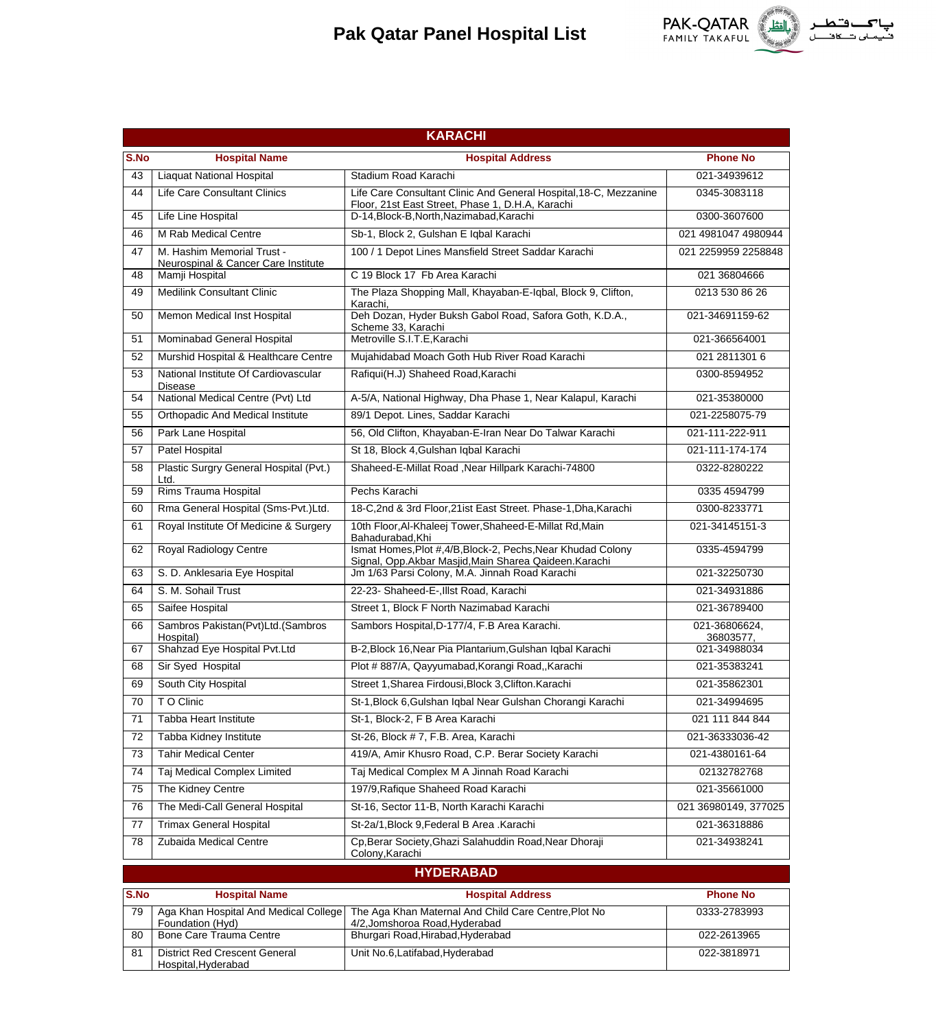# Pak Qatar Panel Hospital List

## KARACHI

| S.No | Hospital Name | Hospital Address | Phone No |
|---|---|---|---|
| 43 | Liaquat National Hospital | Stadium Road Karachi | 021-34939612 |
| 44 | Life Care Consultant Clinics | Life Care Consultant Clinic And General Hospital,18-C, Mezzanine Floor, 21st East Street, Phase 1, D.H.A, Karachi | 0345-3083118 |
| 45 | Life Line Hospital | D-14,Block-B,North,Nazimabad,Karachi | 0300-3607600 |
| 46 | M Rab Medical Centre | Sb-1, Block 2, Gulshan E Iqbal Karachi | 021 4981047 4980944 |
| 47 | M. Hashim Memorial Trust - Neurospinal & Cancer Care Institute | 100 / 1 Depot Lines Mansfield Street Saddar Karachi | 021 2259959 2258848 |
| 48 | Mamji Hospital | C 19 Block 17 Fb Area Karachi | 021 36804666 |
| 49 | Medilink Consultant Clinic | The Plaza Shopping Mall, Khayaban-E-Iqbal, Block 9, Clifton, Karachi, | 0213 530 86 26 |
| 50 | Memon Medical Inst Hospital | Deh Dozan, Hyder Buksh Gabol Road, Safora Goth, K.D.A., Scheme 33, Karachi | 021-34691159-62 |
| 51 | Mominabad General Hospital | Metroville S.I.T.E,Karachi | 021-366564001 |
| 52 | Murshid Hospital & Healthcare Centre | Mujahidabad Moach Goth Hub River Road Karachi | 021 2811301 6 |
| 53 | National Institute Of Cardiovascular Disease | Rafiqui(H.J) Shaheed Road,Karachi | 0300-8594952 |
| 54 | National Medical Centre (Pvt) Ltd | A-5/A, National Highway, Dha Phase 1, Near Kalapul, Karachi | 021-35380000 |
| 55 | Orthopadic And Medical Institute | 89/1 Depot. Lines, Saddar Karachi | 021-2258075-79 |
| 56 | Park Lane Hospital | 56, Old Clifton, Khayaban-E-Iran Near Do Talwar Karachi | 021-111-222-911 |
| 57 | Patel Hospital | St 18, Block 4,Gulshan Iqbal Karachi | 021-111-174-174 |
| 58 | Plastic Surgry General Hospital (Pvt.) Ltd. | Shaheed-E-Millat Road ,Near Hillpark Karachi-74800 | 0322-8280222 |
| 59 | Rims Trauma Hospital | Pechs Karachi | 0335 4594799 |
| 60 | Rma General Hospital (Sms-Pvt.)Ltd. | 18-C,2nd & 3rd Floor,21ist East Street. Phase-1,Dha,Karachi | 0300-8233771 |
| 61 | Royal Institute Of Medicine & Surgery | 10th Floor,Al-Khaleej Tower,Shaheed-E-Millat Rd,Main Bahadurabad,Khi | 021-34145151-3 |
| 62 | Royal Radiology Centre | Ismat Homes,Plot #,4/B,Block-2, Pechs,Near Khudad Colony Signal, Opp.Akbar Masjid,Main Sharea Qaideen.Karachi | 0335-4594799 |
| 63 | S. D. Anklesaria Eye Hospital | Jm 1/63 Parsi Colony, M.A. Jinnah Road Karachi | 021-32250730 |
| 64 | S. M. Sohail Trust | 22-23- Shaheed-E-,Illst Road, Karachi | 021-34931886 |
| 65 | Saifee Hospital | Street 1, Block F North Nazimabad Karachi | 021-36789400 |
| 66 | Sambros Pakistan(Pvt)Ltd.(Sambros Hospital) | Sambors Hospital,D-177/4, F.B Area Karachi. | 021-36806624, 36803577, |
| 67 | Shahzad Eye Hospital Pvt.Ltd | B-2,Block 16,Near Pia Plantarium,Gulshan Iqbal Karachi | 021-34988034 |
| 68 | Sir Syed Hospital | Plot # 887/A, Qayyumabad,Korangi Road,,Karachi | 021-35383241 |
| 69 | South City Hospital | Street 1,Sharea Firdousi,Block 3,Clifton.Karachi | 021-35862301 |
| 70 | T O Clinic | St-1,Block 6,Gulshan Iqbal Near Gulshan Chorangi Karachi | 021-34994695 |
| 71 | Tabba Heart Institute | St-1, Block-2, F B Area Karachi | 021 111 844 844 |
| 72 | Tabba Kidney Institute | St-26, Block # 7, F.B. Area, Karachi | 021-36333036-42 |
| 73 | Tahir Medical Center | 419/A, Amir Khusro Road, C.P. Berar Society Karachi | 021-4380161-64 |
| 74 | Taj Medical Complex Limited | Taj Medical Complex M A Jinnah Road Karachi | 02132782768 |
| 75 | The Kidney Centre | 197/9,Rafique Shaheed Road Karachi | 021-35661000 |
| 76 | The Medi-Call General Hospital | St-16, Sector 11-B, North Karachi Karachi | 021 36980149, 377025 |
| 77 | Trimax General Hospital | St-2a/1,Block 9,Federal B Area .Karachi | 021-36318886 |
| 78 | Zubaida Medical Centre | Cp,Berar Society,Ghazi Salahuddin Road,Near Dhoraji Colony,Karachi | 021-34938241 |

## HYDERABAD

| S.No | Hospital Name | Hospital Address | Phone No |
|---|---|---|---|
| 79 | Aga Khan Hospital And Medical College Foundation (Hyd) | The Aga Khan Maternal And Child Care Centre,Plot No 4/2,Jomshoroa Road,Hyderabad | 0333-2783993 |
| 80 | Bone Care Trauma Centre | Bhurgari Road,Hirabad,Hyderabad | 022-2613965 |
| 81 | District Red Crescent General Hospital,Hyderabad | Unit No.6,Latifabad,Hyderabad | 022-3818971 |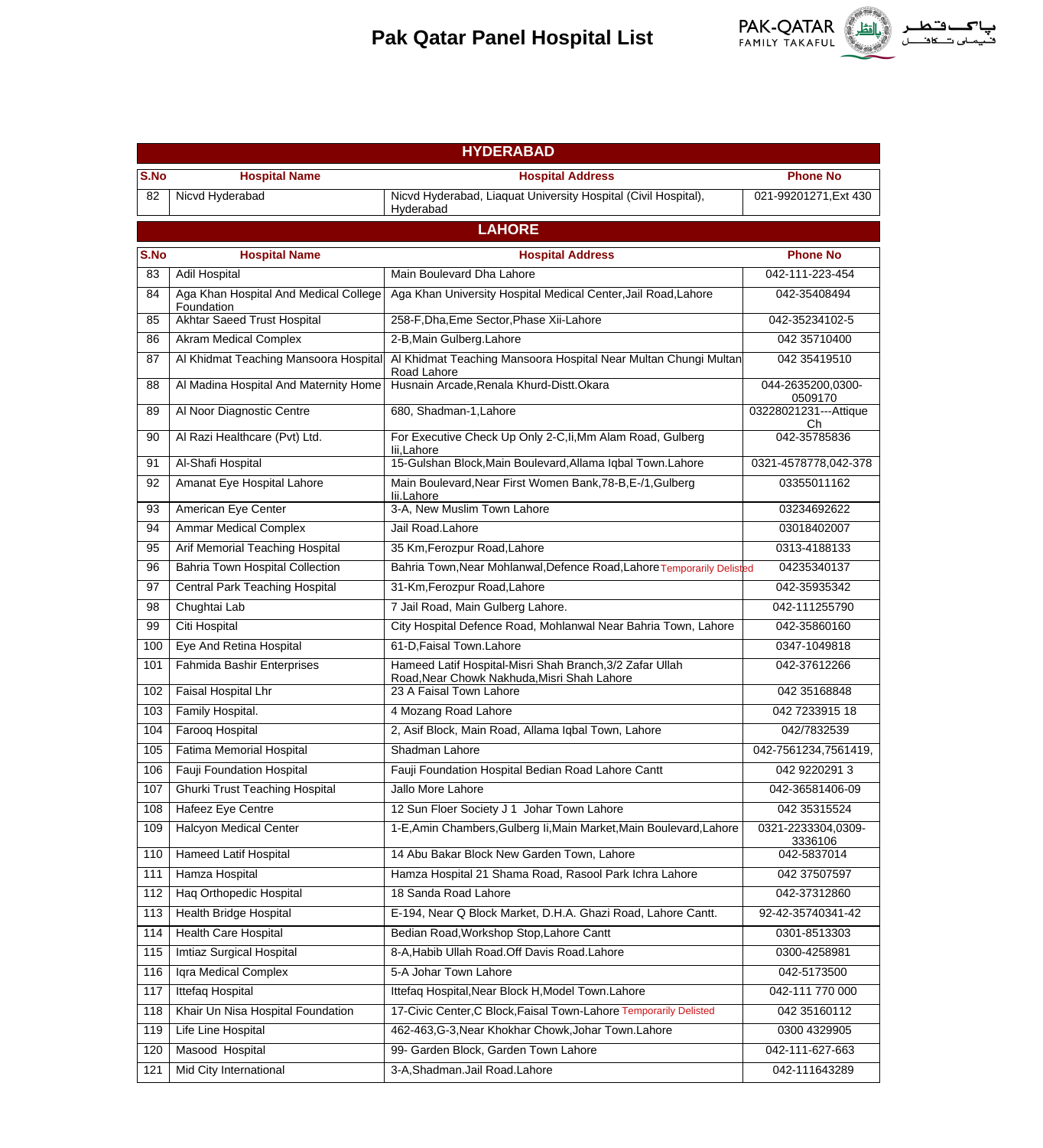# Pak Qatar Panel Hospital List

PAK-QATAR FAMILY TAKAFUL

| HYDERABAD | | | |
|---|---|---|---|
| **S.No** | **Hospital Name** | **Hospital Address** | **Phone No** |
| 82 | Nicvd Hyderabad | Nicvd Hyderabad, Liaquat University Hospital (Civil Hospital), Hyderabad | 021-99201271,Ext 430 |

| LAHORE | | | |
|---|---|---|---|
| **S.No** | **Hospital Name** | **Hospital Address** | **Phone No** |
| 83 | Adil Hospital | Main Boulevard Dha Lahore | 042-111-223-454 |
| 84 | Aga Khan Hospital And Medical College Foundation | Aga Khan University Hospital Medical Center,Jail Road,Lahore | 042-35408494 |
| 85 | Akhtar Saeed Trust Hospital | 258-F,Dha,Eme Sector,Phase Xii-Lahore | 042-35234102-5 |
| 86 | Akram Medical Complex | 2-B,Main Gulberg.Lahore | 042 35710400 |
| 87 | Al Khidmat Teaching Mansoora Hospital | Al Khidmat Teaching Mansoora Hospital Near Multan Chungi Multan Road Lahore | 042 35419510 |
| 88 | Al Madina Hospital And Maternity Home | Husnain Arcade,Renala Khurd-Distt.Okara | 044-2635200,0300-0509170 |
| 89 | Al Noor Diagnostic Centre | 680, Shadman-1,Lahore | 03228021231---Attique Ch |
| 90 | Al Razi Healthcare (Pvt) Ltd. | For Executive Check Up Only 2-C,Ii,Mm Alam Road, Gulberg Iii,Lahore | 042-35785836 |
| 91 | Al-Shafi Hospital | 15-Gulshan Block,Main Boulevard,Allama Iqbal Town.Lahore | 0321-4578778,042-378 |
| 92 | Amanat Eye Hospital Lahore | Main Boulevard,Near First Women Bank,78-B,E-/1,Gulberg Iii.Lahore | 03355011162 |
| 93 | American Eye Center | 3-A, New Muslim Town Lahore | 03234692622 |
| 94 | Ammar Medical Complex | Jail Road.Lahore | 03018402007 |
| 95 | Arif Memorial Teaching Hospital | 35 Km,Ferozpur Road,Lahore | 0313-4188133 |
| 96 | Bahria Town Hospital Collection | Bahria Town,Near Mohlanwal,Defence Road,Lahore Temporarily Delisted | 04235340137 |
| 97 | Central Park Teaching Hospital | 31-Km,Ferozpur Road,Lahore | 042-35935342 |
| 98 | Chughtai Lab | 7 Jail Road, Main Gulberg Lahore. | 042-111255790 |
| 99 | Citi Hospital | City Hospital Defence Road, Mohlanwal Near Bahria Town, Lahore | 042-35860160 |
| 100 | Eye And Retina Hospital | 61-D,Faisal Town.Lahore | 0347-1049818 |
| 101 | Fahmida Bashir Enterprises | Hameed Latif Hospital-Misri Shah Branch,3/2 Zafar Ullah Road,Near Chowk Nakhuda,Misri Shah Lahore | 042-37612266 |
| 102 | Faisal Hospital Lhr | 23 A Faisal Town Lahore | 042 35168848 |
| 103 | Family Hospital. | 4 Mozang Road Lahore | 042 7233915 18 |
| 104 | Farooq Hospital | 2, Asif Block, Main Road, Allama Iqbal Town, Lahore | 042/7832539 |
| 105 | Fatima Memorial Hospital | Shadman Lahore | 042-7561234,7561419, |
| 106 | Fauji Foundation Hospital | Fauji Foundation Hospital Bedian Road Lahore Cantt | 042 9220291 3 |
| 107 | Ghurki Trust Teaching Hospital | Jallo More Lahore | 042-36581406-09 |
| 108 | Hafeez Eye Centre | 12 Sun Floer Society J 1 Johar Town Lahore | 042 35315524 |
| 109 | Halcyon Medical Center | 1-E,Amin Chambers,Gulberg Ii,Main Market,Main Boulevard,Lahore | 0321-2233304,0309-3336106 |
| 110 | Hameed Latif Hospital | 14 Abu Bakar Block New Garden Town, Lahore | 042-5837014 |
| 111 | Hamza Hospital | Hamza Hospital 21 Shama Road, Rasool Park Ichra Lahore | 042 37507597 |
| 112 | Haq Orthopedic Hospital | 18 Sanda Road Lahore | 042-37312860 |
| 113 | Health Bridge Hospital | E-194, Near Q Block Market, D.H.A. Ghazi Road, Lahore Cantt. | 92-42-35740341-42 |
| 114 | Health Care Hospital | Bedian Road,Workshop Stop,Lahore Cantt | 0301-8513303 |
| 115 | Imtiaz Surgical Hospital | 8-A,Habib Ullah Road.Off Davis Road.Lahore | 0300-4258981 |
| 116 | Iqra Medical Complex | 5-A Johar Town Lahore | 042-5173500 |
| 117 | Ittefaq Hospital | Ittefaq Hospital,Near Block H,Model Town.Lahore | 042-111 770 000 |
| 118 | Khair Un Nisa Hospital Foundation | 17-Civic Center,C Block,Faisal Town-Lahore Temporarily Delisted | 042 35160112 |
| 119 | Life Line Hospital | 462-463,G-3,Near Khokhar Chowk,Johar Town.Lahore | 0300 4329905 |
| 120 | Masood Hospital | 99- Garden Block, Garden Town Lahore | 042-111-627-663 |
| 121 | Mid City International | 3-A,Shadman.Jail Road.Lahore | 042-111643289 |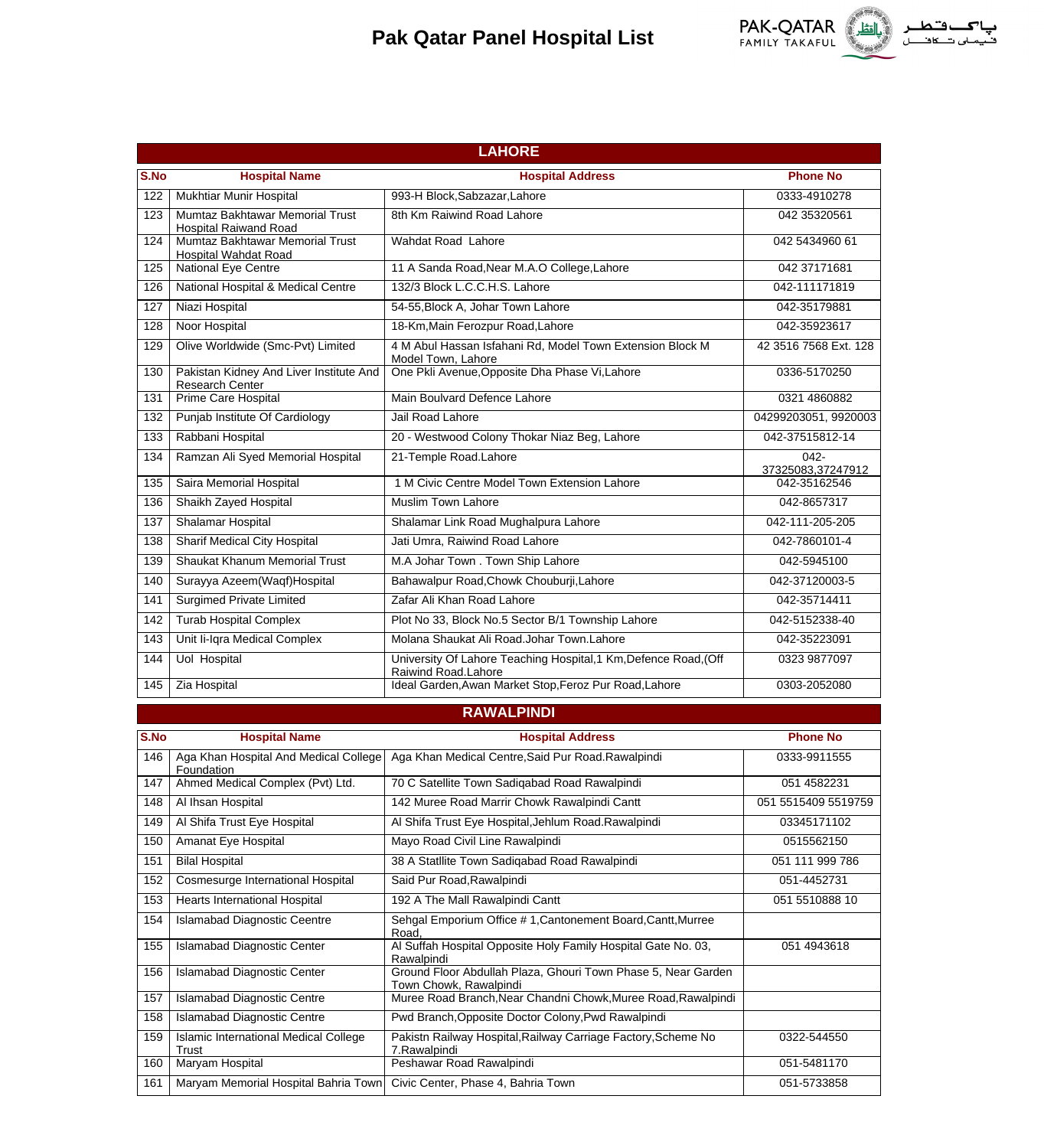# Pak Qatar Panel Hospital List

PAK-QATAR FAMILY TAKAFUL

## LAHORE

| S.No | Hospital Name | Hospital Address | Phone No |
|---|---|---|---|
| 122 | Mukhtiar Munir Hospital | 993-H Block,Sabzazar,Lahore | 0333-4910278 |
| 123 | Mumtaz Bakhtawar Memorial Trust Hospital Raiwand Road | 8th Km Raiwind Road Lahore | 042 35320561 |
| 124 | Mumtaz Bakhtawar Memorial Trust Hospital Wahdat Road | Wahdat Road Lahore | 042 5434960 61 |
| 125 | National Eye Centre | 11 A Sanda Road,Near M.A.O College,Lahore | 042 37171681 |
| 126 | National Hospital & Medical Centre | 132/3 Block L.C.C.H.S. Lahore | 042-111171819 |
| 127 | Niazi Hospital | 54-55,Block A, Johar Town Lahore | 042-35179881 |
| 128 | Noor Hospital | 18-Km,Main Ferozpur Road,Lahore | 042-35923617 |
| 129 | Olive Worldwide (Smc-Pvt) Limited | 4 M Abul Hassan Isfahani Rd, Model Town Extension Block M Model Town, Lahore | 42 3516 7568 Ext. 128 |
| 130 | Pakistan Kidney And Liver Institute And Research Center | One Pkli Avenue,Opposite Dha Phase Vi,Lahore | 0336-5170250 |
| 131 | Prime Care Hospital | Main Boulvard Defence Lahore | 0321 4860882 |
| 132 | Punjab Institute Of Cardiology | Jail Road Lahore | 04299203051, 9920003 |
| 133 | Rabbani Hospital | 20 - Westwood Colony Thokar Niaz Beg, Lahore | 042-37515812-14 |
| 134 | Ramzan Ali Syed Memorial Hospital | 21-Temple Road.Lahore | 042-37325083,37247912 |
| 135 | Saira Memorial Hospital | 1 M Civic Centre Model Town Extension Lahore | 042-35162546 |
| 136 | Shaikh Zayed Hospital | Muslim Town Lahore | 042-8657317 |
| 137 | Shalamar Hospital | Shalamar Link Road Mughalpura Lahore | 042-111-205-205 |
| 138 | Sharif Medical City Hospital | Jati Umra, Raiwind Road Lahore | 042-7860101-4 |
| 139 | Shaukat Khanum Memorial Trust | M.A Johar Town . Town Ship Lahore | 042-5945100 |
| 140 | Surayya Azeem(Waqf)Hospital | Bahawalpur Road,Chowk Chouburji,Lahore | 042-37120003-5 |
| 141 | Surgimed Private Limited | Zafar Ali Khan Road Lahore | 042-35714411 |
| 142 | Turab Hospital Complex | Plot No 33, Block No.5 Sector B/1 Township Lahore | 042-5152338-40 |
| 143 | Unit Ii-Iqra Medical Complex | Molana Shaukat Ali Road.Johar Town.Lahore | 042-35223091 |
| 144 | Uol Hospital | University Of Lahore Teaching Hospital,1 Km,Defence Road,(Off Raiwind Road.Lahore | 0323 9877097 |
| 145 | Zia Hospital | Ideal Garden,Awan Market Stop,Feroz Pur Road,Lahore | 0303-2052080 |

## RAWALPINDI

| S.No | Hospital Name | Hospital Address | Phone No |
|---|---|---|---|
| 146 | Aga Khan Hospital And Medical College Foundation | Aga Khan Medical Centre,Said Pur Road.Rawalpindi | 0333-9911555 |
| 147 | Ahmed Medical Complex (Pvt) Ltd. | 70 C Satellite Town Sadiqabad Road Rawalpindi | 051 4582231 |
| 148 | Al Ihsan Hospital | 142 Muree Road Marrir Chowk Rawalpindi Cantt | 051 5515409 5519759 |
| 149 | Al Shifa Trust Eye Hospital | Al Shifa Trust Eye Hospital,Jehlum Road.Rawalpindi | 03345171102 |
| 150 | Amanat Eye Hospital | Mayo Road Civil Line Rawalpindi | 0515562150 |
| 151 | Bilal Hospital | 38 A Statllite Town Sadiqabad Road Rawalpindi | 051 111 999 786 |
| 152 | Cosmesurge International Hospital | Said Pur Road,Rawalpindi | 051-4452731 |
| 153 | Hearts International Hospital | 192 A The Mall Rawalpindi Cantt | 051 5510888 10 |
| 154 | Islamabad Diagnostic Ceentre | Sehgal Emporium Office # 1,Cantonement Board,Cantt,Murree Road, | |
| 155 | Islamabad Diagnostic Center | Al Suffah Hospital Opposite Holy Family Hospital Gate No. 03, Rawalpindi | 051 4943618 |
| 156 | Islamabad Diagnostic Center | Ground Floor Abdullah Plaza, Ghouri Town Phase 5, Near Garden Town Chowk, Rawalpindi | |
| 157 | Islamabad Diagnostic Centre | Muree Road Branch,Near Chandni Chowk,Muree Road,Rawalpindi | |
| 158 | Islamabad Diagnostic Centre | Pwd Branch,Opposite Doctor Colony,Pwd Rawalpindi | |
| 159 | Islamic International Medical College Trust | Pakistn Railway Hospital,Railway Carriage Factory,Scheme No 7.Rawalpindi | 0322-544550 |
| 160 | Maryam Hospital | Peshawar Road Rawalpindi | 051-5481170 |
| 161 | Maryam Memorial Hospital Bahria Town | Civic Center, Phase 4, Bahria Town | 051-5733858 |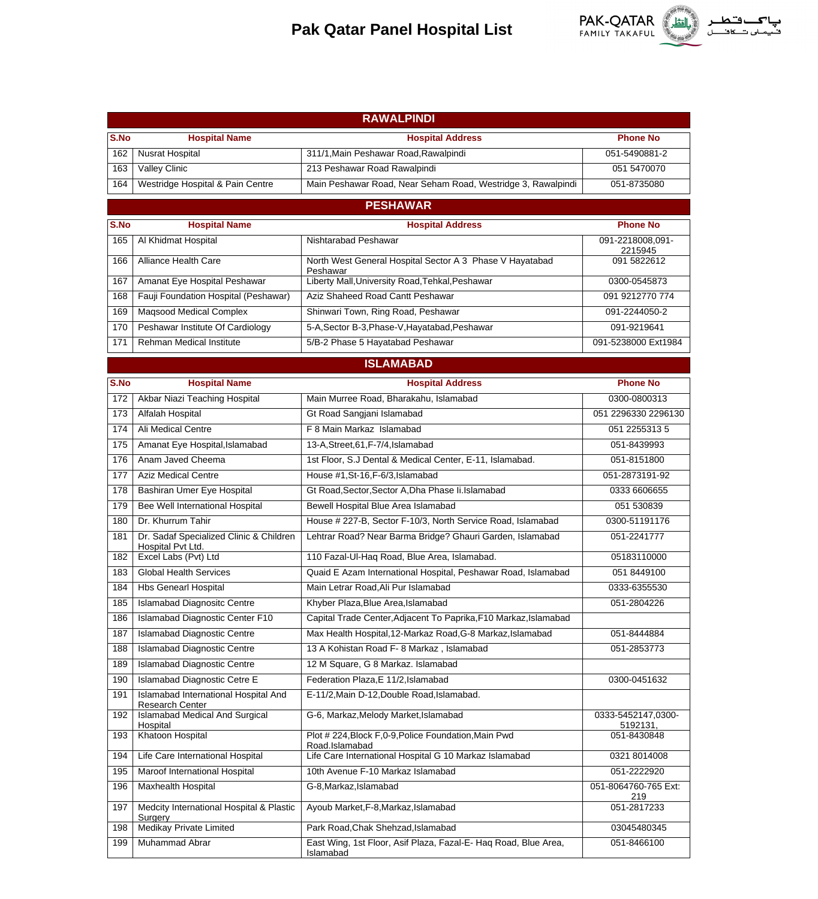# Pak Qatar Panel Hospital List

## RAWALPINDI

| S.No | Hospital Name | Hospital Address | Phone No |
|---|---|---|---|
| 162 | Nusrat Hospital | 311/1,Main Peshawar Road,Rawalpindi | 051-5490881-2 |
| 163 | Valley Clinic | 213 Peshawar Road Rawalpindi | 051 5470070 |
| 164 | Westridge Hospital & Pain Centre | Main Peshawar Road, Near Seham Road, Westridge 3, Rawalpindi | 051-8735080 |

## PESHAWAR

| S.No | Hospital Name | Hospital Address | Phone No |
|---|---|---|---|
| 165 | Al Khidmat Hospital | Nishtarabad Peshawar | 091-2218008,091-2215945 |
| 166 | Alliance Health Care | North West General Hospital Sector A 3 Phase V Hayatabad Peshawar | 091 5822612 |
| 167 | Amanat Eye Hospital Peshawar | Liberty Mall,University Road,Tehkal,Peshawar | 0300-0545873 |
| 168 | Fauji Foundation Hospital (Peshawar) | Aziz Shaheed Road Cantt Peshawar | 091 9212770 774 |
| 169 | Maqsood Medical Complex | Shinwari Town, Ring Road, Peshawar | 091-2244050-2 |
| 170 | Peshawar Institute Of Cardiology | 5-A,Sector B-3,Phase-V,Hayatabad,Peshawar | 091-9219641 |
| 171 | Rehman Medical Institute | 5/B-2 Phase 5 Hayatabad Peshawar | 091-5238000 Ext1984 |

## ISLAMABAD

| S.No | Hospital Name | Hospital Address | Phone No |
|---|---|---|---|
| 172 | Akbar Niazi Teaching Hospital | Main Murree Road, Bharakahu, Islamabad | 0300-0800313 |
| 173 | Alfalah Hospital | Gt Road Sangjani Islamabad | 051 2296330 2296130 |
| 174 | Ali Medical Centre | F 8 Main Markaz Islamabad | 051 2255313 5 |
| 175 | Amanat Eye Hospital,Islamabad | 13-A,Street,61,F-7/4,Islamabad | 051-8439993 |
| 176 | Anam Javed Cheema | 1st Floor, S.J Dental & Medical Center, E-11, Islamabad. | 051-8151800 |
| 177 | Aziz Medical Centre | House #1,St-16,F-6/3,Islamabad | 051-2873191-92 |
| 178 | Bashiran Umer Eye Hospital | Gt Road,Sector,Sector A,Dha Phase Ii.Islamabad | 0333 6606655 |
| 179 | Bee Well International Hospital | Bewell Hospital Blue Area Islamabad | 051 530839 |
| 180 | Dr. Khurrum Tahir | House # 227-B, Sector F-10/3, North Service Road, Islamabad | 0300-51191176 |
| 181 | Dr. Sadaf Specialized Clinic & Children Hospital Pvt Ltd. | Lehtrar Road? Near Barma Bridge? Ghauri Garden, Islamabad | 051-2241777 |
| 182 | Excel Labs (Pvt) Ltd | 110 Fazal-Ul-Haq Road, Blue Area, Islamabad. | 05183110000 |
| 183 | Global Health Services | Quaid E Azam International Hospital, Peshawar Road, Islamabad | 051 8449100 |
| 184 | Hbs Genearl Hospital | Main Letrar Road,Ali Pur Islamabad | 0333-6355530 |
| 185 | Islamabad Diagnositc Centre | Khyber Plaza,Blue Area,Islamabad | 051-2804226 |
| 186 | Islamabad Diagnostic Center F10 | Capital Trade Center,Adjacent To Paprika,F10 Markaz,Islamabad | |
| 187 | Islamabad Diagnostic Centre | Max Health Hospital,12-Markaz Road,G-8 Markaz,Islamabad | 051-8444884 |
| 188 | Islamabad Diagnostic Centre | 13 A Kohistan Road F- 8 Markaz , Islamabad | 051-2853773 |
| 189 | Islamabad Diagnostic Centre | 12 M Square, G 8 Markaz. Islamabad | |
| 190 | Islamabad Diagnostic Cetre E | Federation Plaza,E 11/2,Islamabad | 0300-0451632 |
| 191 | Islamabad International Hospital And Research Center | E-11/2,Main D-12,Double Road,Islamabad. | |
| 192 | Islamabad Medical And Surgical Hospital | G-6, Markaz,Melody Market,Islamabad | 0333-5452147,0300-5192131, |
| 193 | Khatoon Hospital | Plot # 224,Block F,0-9,Police Foundation,Main Pwd Road.Islamabad | 051-8430848 |
| 194 | Life Care International Hospital | Life Care International Hospital G 10 Markaz Islamabad | 0321 8014008 |
| 195 | Maroof International Hospital | 10th Avenue F-10 Markaz Islamabad | 051-2222920 |
| 196 | Maxhealth Hospital | G-8,Markaz,Islamabad | 051-8064760-765 Ext: 219 |
| 197 | Medcity International Hospital & Plastic Surgery | Ayoub Market,F-8,Markaz,Islamabad | 051-2817233 |
| 198 | Medikay Private Limited | Park Road,Chak Shehzad,Islamabad | 03045480345 |
| 199 | Muhammad Abrar | East Wing, 1st Floor, Asif Plaza, Fazal-E- Haq Road, Blue Area, Islamabad | 051-8466100 |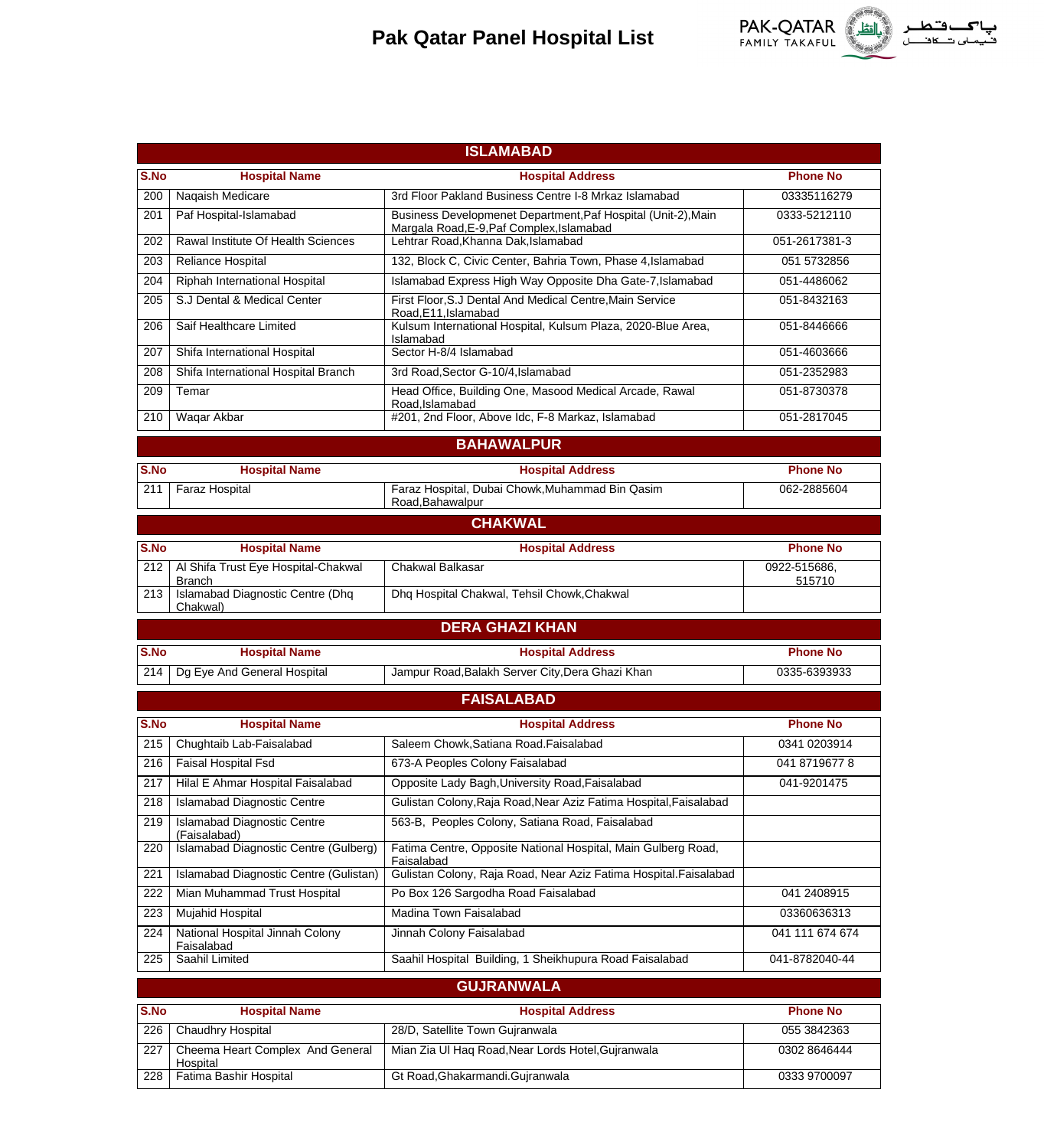# Pak Qatar Panel Hospital List

## ISLAMABAD

| S.No | Hospital Name | Hospital Address | Phone No |
|---|---|---|---|
| 200 | Naqaish Medicare | 3rd Floor Pakland Business Centre I-8 Mrkaz Islamabad | 03335116279 |
| 201 | Paf Hospital-Islamabad | Business Developmenet Department,Paf Hospital (Unit-2),Main Margala Road,E-9,Paf Complex,Islamabad | 0333-5212110 |
| 202 | Rawal Institute Of Health Sciences | Lehtrar Road,Khanna Dak,Islamabad | 051-2617381-3 |
| 203 | Reliance Hospital | 132, Block C, Civic Center, Bahria Town, Phase 4,Islamabad | 051 5732856 |
| 204 | Riphah International Hospital | Islamabad Express High Way Opposite Dha Gate-7,Islamabad | 051-4486062 |
| 205 | S.J Dental & Medical Center | First Floor,S.J Dental And Medical Centre,Main Service Road,E11,Islamabad | 051-8432163 |
| 206 | Saif Healthcare Limited | Kulsum International Hospital, Kulsum Plaza, 2020-Blue Area, Islamabad | 051-8446666 |
| 207 | Shifa International Hospital | Sector H-8/4 Islamabad | 051-4603666 |
| 208 | Shifa International Hospital Branch | 3rd Road,Sector G-10/4,Islamabad | 051-2352983 |
| 209 | Temar | Head Office, Building One, Masood Medical Arcade, Rawal Road,Islamabad | 051-8730378 |
| 210 | Waqar Akbar | #201, 2nd Floor, Above Idc, F-8 Markaz, Islamabad | 051-2817045 |

## BAHAWALPUR

| S.No | Hospital Name | Hospital Address | Phone No |
|---|---|---|---|
| 211 | Faraz Hospital | Faraz Hospital, Dubai Chowk,Muhammad Bin Qasim Road,Bahawalpur | 062-2885604 |

## CHAKWAL

| S.No | Hospital Name | Hospital Address | Phone No |
|---|---|---|---|
| 212 | Al Shifa Trust Eye Hospital-Chakwal Branch | Chakwal Balkasar | 0922-515686, 515710 |
| 213 | Islamabad Diagnostic Centre (Dhq Chakwal) | Dhq Hospital Chakwal, Tehsil Chowk,Chakwal | |

## DERA GHAZI KHAN

| S.No | Hospital Name | Hospital Address | Phone No |
|---|---|---|---|
| 214 | Dg Eye And General Hospital | Jampur Road,Balakh Server City,Dera Ghazi Khan | 0335-6393933 |

## FAISALABAD

| S.No | Hospital Name | Hospital Address | Phone No |
|---|---|---|---|
| 215 | Chughtaib Lab-Faisalabad | Saleem Chowk,Satiana Road.Faisalabad | 0341 0203914 |
| 216 | Faisal Hospital Fsd | 673-A Peoples Colony Faisalabad | 041 8719677 8 |
| 217 | Hilal E Ahmar Hospital Faisalabad | Opposite Lady Bagh,University Road,Faisalabad | 041-9201475 |
| 218 | Islamabad Diagnostic Centre | Gulistan Colony,Raja Road,Near Aziz Fatima Hospital,Faisalabad | |
| 219 | Islamabad Diagnostic Centre (Faisalabad) | 563-B, Peoples Colony, Satiana Road, Faisalabad | |
| 220 | Islamabad Diagnostic Centre (Gulberg) | Fatima Centre, Opposite National Hospital, Main Gulberg Road, Faisalabad | |
| 221 | Islamabad Diagnostic Centre (Gulistan) | Gulistan Colony, Raja Road, Near Aziz Fatima Hospital.Faisalabad | |
| 222 | Mian Muhammad Trust Hospital | Po Box 126 Sargodha Road Faisalabad | 041 2408915 |
| 223 | Mujahid Hospital | Madina Town Faisalabad | 03360636313 |
| 224 | National Hospital Jinnah Colony Faisalabad | Jinnah Colony Faisalabad | 041 111 674 674 |
| 225 | Saahil Limited | Saahil Hospital Building, 1 Sheikhupura Road Faisalabad | 041-8782040-44 |

## GUJRANWALA

| S.No | Hospital Name | Hospital Address | Phone No |
|---|---|---|---|
| 226 | Chaudhry Hospital | 28/D, Satellite Town Gujranwala | 055 3842363 |
| 227 | Cheema Heart Complex And General Hospital | Mian Zia Ul Haq Road,Near Lords Hotel,Gujranwala | 0302 8646444 |
| 228 | Fatima Bashir Hospital | Gt Road,Ghakarmandi.Gujranwala | 0333 9700097 |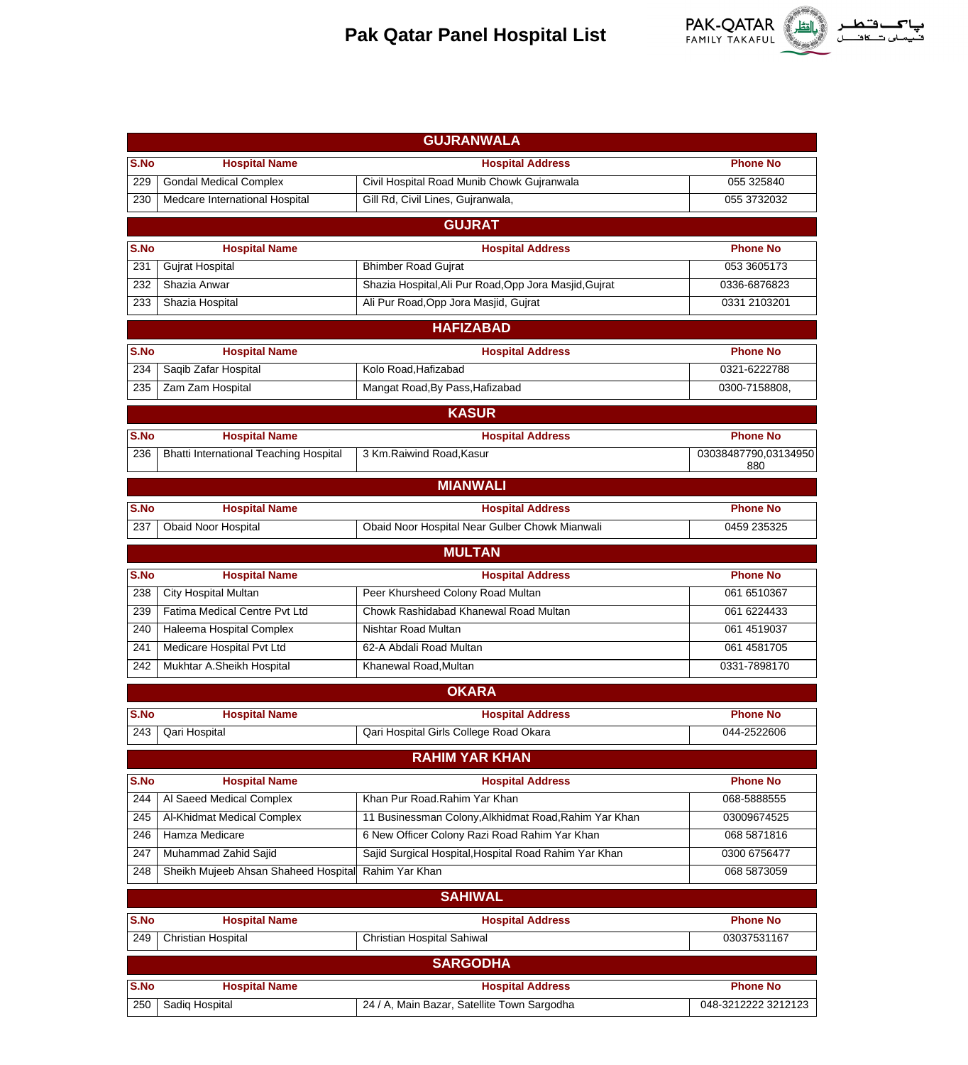# Pak Qatar Panel Hospital List

## GUJRANWALA

| S.No | Hospital Name | Hospital Address | Phone No |
|---|---|---|---|
| 229 | Gondal Medical Complex | Civil Hospital Road Munib Chowk Gujranwala | 055 325840 |
| 230 | Medcare International Hospital | Gill Rd, Civil Lines, Gujranwala, | 055 3732032 |

## GUJRAT

| S.No | Hospital Name | Hospital Address | Phone No |
|---|---|---|---|
| 231 | Gujrat Hospital | Bhimber Road Gujrat | 053 3605173 |
| 232 | Shazia Anwar | Shazia Hospital,Ali Pur Road,Opp Jora Masjid,Gujrat | 0336-6876823 |
| 233 | Shazia Hospital | Ali Pur Road,Opp Jora Masjid, Gujrat | 0331 2103201 |

## HAFIZABAD

| S.No | Hospital Name | Hospital Address | Phone No |
|---|---|---|---|
| 234 | Saqib Zafar Hospital | Kolo Road,Hafizabad | 0321-6222788 |
| 235 | Zam Zam Hospital | Mangat Road,By Pass,Hafizabad | 0300-7158808, |

## KASUR

| S.No | Hospital Name | Hospital Address | Phone No |
|---|---|---|---|
| 236 | Bhatti International Teaching Hospital | 3 Km.Raiwind Road,Kasur | 03038487790,03134950880 |

## MIANWALI

| S.No | Hospital Name | Hospital Address | Phone No |
|---|---|---|---|
| 237 | Obaid Noor Hospital | Obaid Noor Hospital Near Gulber Chowk Mianwali | 0459 235325 |

## MULTAN

| S.No | Hospital Name | Hospital Address | Phone No |
|---|---|---|---|
| 238 | City Hospital Multan | Peer Khursheed Colony Road Multan | 061 6510367 |
| 239 | Fatima Medical Centre Pvt Ltd | Chowk Rashidabad Khanewal Road Multan | 061 6224433 |
| 240 | Haleema Hospital Complex | Nishtar Road Multan | 061 4519037 |
| 241 | Medicare Hospital Pvt Ltd | 62-A Abdali Road Multan | 061 4581705 |
| 242 | Mukhtar A.Sheikh Hospital | Khanewal Road,Multan | 0331-7898170 |

## OKARA

| S.No | Hospital Name | Hospital Address | Phone No |
|---|---|---|---|
| 243 | Qari Hospital | Qari Hospital Girls College Road Okara | 044-2522606 |

## RAHIM YAR KHAN

| S.No | Hospital Name | Hospital Address | Phone No |
|---|---|---|---|
| 244 | Al Saeed Medical Complex | Khan Pur Road.Rahim Yar Khan | 068-5888555 |
| 245 | Al-Khidmat Medical Complex | 11 Businessman Colony,Alkhidmat Road,Rahim Yar Khan | 03009674525 |
| 246 | Hamza Medicare | 6 New Officer Colony Razi Road Rahim Yar Khan | 068 5871816 |
| 247 | Muhammad Zahid Sajid | Sajid Surgical Hospital,Hospital Road Rahim Yar Khan | 0300 6756477 |
| 248 | Sheikh Mujeeb Ahsan Shaheed Hospital | Rahim Yar Khan | 068 5873059 |

## SAHIWAL

| S.No | Hospital Name | Hospital Address | Phone No |
|---|---|---|---|
| 249 | Christian Hospital | Christian Hospital Sahiwal | 03037531167 |

## SARGODHA

| S.No | Hospital Name | Hospital Address | Phone No |
|---|---|---|---|
| 250 | Sadiq Hospital | 24 / A, Main Bazar, Satellite Town Sargodha | 048-3212222 3212123 |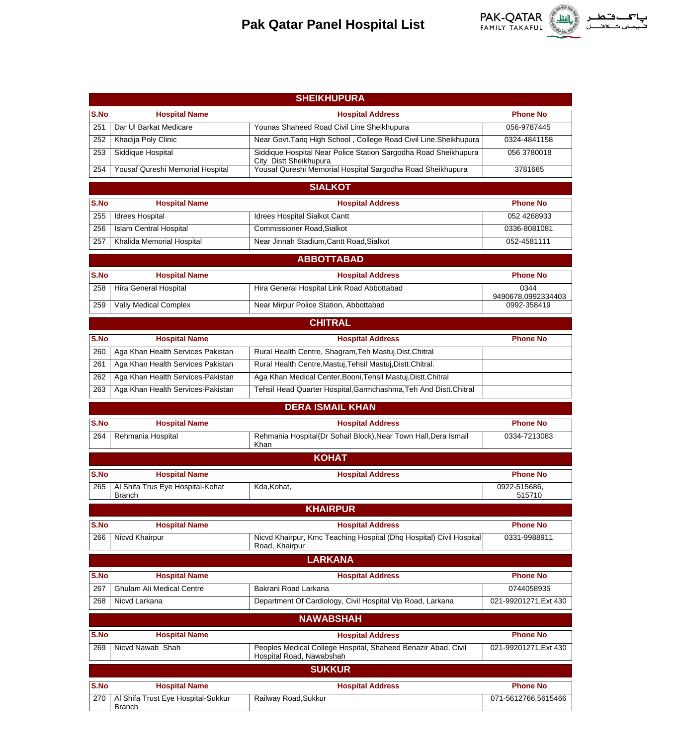# Pak Qatar Panel Hospital List

## SHEIKHUPURA

| S.No | Hospital Name | Hospital Address | Phone No |
|---|---|---|---|
| 251 | Dar Ul Barkat Medicare | Younas Shaheed Road Civil Line Sheikhupura | 056-9787445 |
| 252 | Khadija Poly Clinic | Near Govt.Tariq High School , College Road Civil Line.Sheikhupura | 0324-4841158 |
| 253 | Siddique Hospital | Siddique Hospital Near Police Station Sargodha Road Sheikhupura City Distt Sheikhupura | 056 3780018 |
| 254 | Yousaf Qureshi Memorial Hospital | Yousaf Qureshi Memorial Hospital Sargodha Road Sheikhupura | 3781665 |

## SIALKOT

| S.No | Hospital Name | Hospital Address | Phone No |
|---|---|---|---|
| 255 | Idrees Hospital | Idrees Hospital Sialkot Cantt | 052 4268933 |
| 256 | Islam Central Hospital | Commissioner Road,Sialkot | 0336-8081081 |
| 257 | Khalida Memorial Hospital | Near Jinnah Stadium,Cantt Road,Sialkot | 052-4581111 |

## ABBOTTABAD

| S.No | Hospital Name | Hospital Address | Phone No |
|---|---|---|---|
| 258 | Hira General Hospital | Hira General Hospital Link Road Abbottabad | 0344 9490678,0992334403 |
| 259 | Vally Medical Complex | Near Mirpur Police Station, Abbottabad | 0992-358419 |

## CHITRAL

| S.No | Hospital Name | Hospital Address | Phone No |
|---|---|---|---|
| 260 | Aga Khan Health Services Pakistan | Rural Health Centre, Shagram,Teh Mastuj,Dist.Chitral | |
| 261 | Aga Khan Health Services Pakistan | Rural Health Centre,Mastuj,Tehsil Mastuj,Distt.Chitral. | |
| 262 | Aga Khan Health Services-Pakistan | Aga Khan Medical Center,Booni,Tehsil Mastuj,Distt.Chitral | |
| 263 | Aga Khan Health Services-Pakistan | Tehsil Head Quarter Hospital,Garmchashma,Teh And Distt.Chitral | |

## DERA ISMAIL KHAN

| S.No | Hospital Name | Hospital Address | Phone No |
|---|---|---|---|
| 264 | Rehmania Hospital | Rehmania Hospital(Dr Sohail Block),Near Town Hall,Dera Ismail Khan | 0334-7213083 |

## KOHAT

| S.No | Hospital Name | Hospital Address | Phone No |
|---|---|---|---|
| 265 | Al Shifa Trus Eye Hospital-Kohat Branch | Kda,Kohat, | 0922-515686, 515710 |

## KHAIRPUR

| S.No | Hospital Name | Hospital Address | Phone No |
|---|---|---|---|
| 266 | Nicvd Khairpur | Nicvd Khairpur, Kmc Teaching Hospital (Dhq Hospital) Civil Hospital Road, Khairpur | 0331-9988911 |

## LARKANA

| S.No | Hospital Name | Hospital Address | Phone No |
|---|---|---|---|
| 267 | Ghulam Ali Medical Centre | Bakrani Road Larkana | 0744058935 |
| 268 | Nicvd Larkana | Department Of Cardiology, Civil Hospital Vip Road, Larkana | 021-99201271,Ext 430 |

## NAWABSHAH

| S.No | Hospital Name | Hospital Address | Phone No |
|---|---|---|---|
| 269 | Nicvd Nawab Shah | Peoples Medical College Hospital, Shaheed Benazir Abad, Civil Hospital Road, Nawabshah | 021-99201271,Ext 430 |

## SUKKUR

| S.No | Hospital Name | Hospital Address | Phone No |
|---|---|---|---|
| 270 | Al Shifa Trust Eye Hospital-Sukkur Branch | Railway Road,Sukkur | 071-5612766,5615466 |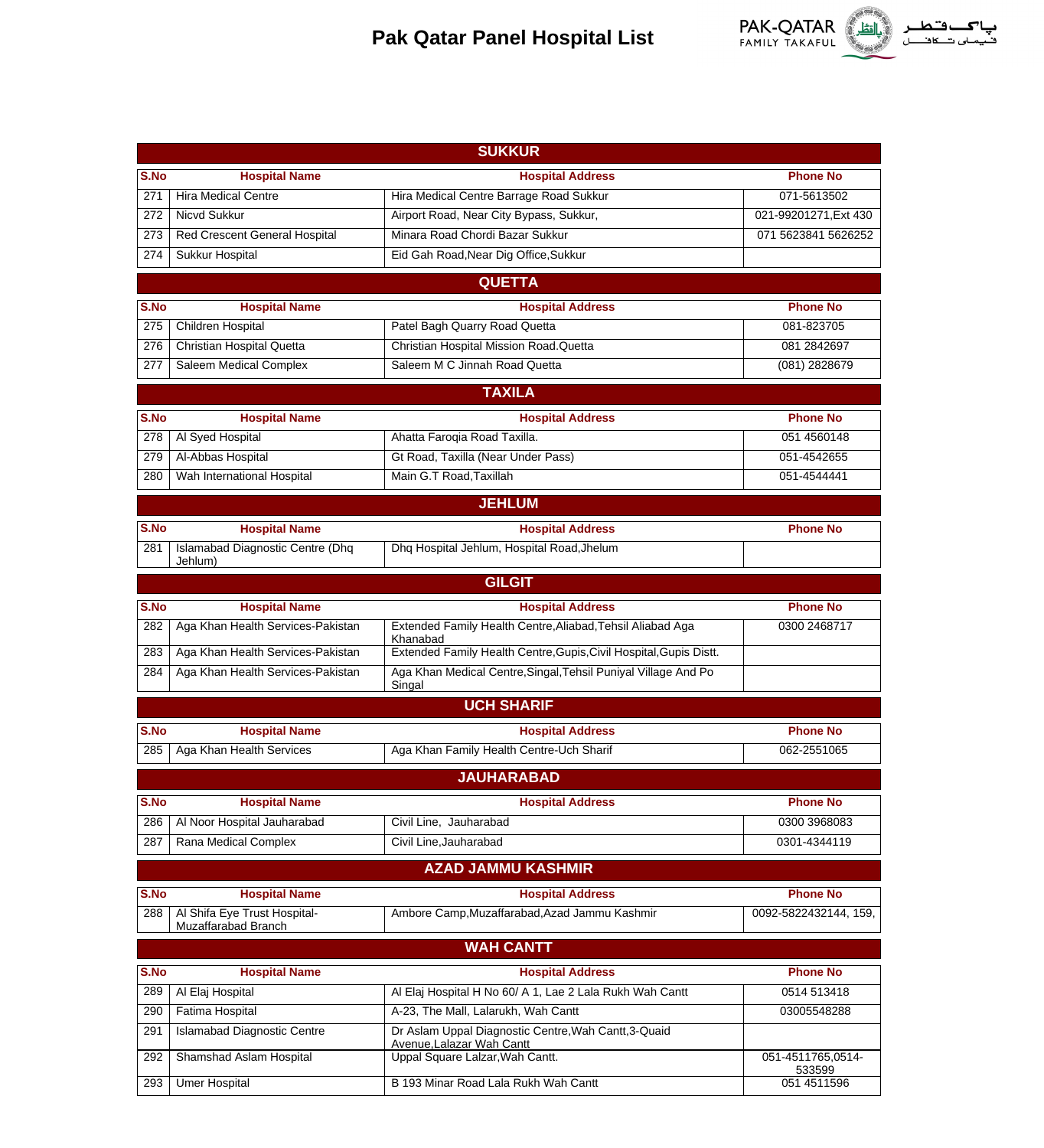# Pak Qatar Panel Hospital List

## SUKKUR

| S.No | Hospital Name | Hospital Address | Phone No |
|---|---|---|---|
| 271 | Hira Medical Centre | Hira Medical Centre Barrage Road Sukkur | 071-5613502 |
| 272 | Nicvd Sukkur | Airport Road, Near City Bypass, Sukkur, | 021-99201271,Ext 430 |
| 273 | Red Crescent General Hospital | Minara Road Chordi Bazar Sukkur | 071 5623841 5626252 |
| 274 | Sukkur Hospital | Eid Gah Road,Near Dig Office,Sukkur | |

## QUETTA

| S.No | Hospital Name | Hospital Address | Phone No |
|---|---|---|---|
| 275 | Children Hospital | Patel Bagh Quarry Road Quetta | 081-823705 |
| 276 | Christian Hospital Quetta | Christian Hospital Mission Road.Quetta | 081 2842697 |
| 277 | Saleem Medical Complex | Saleem M C Jinnah Road Quetta | (081) 2828679 |

## TAXILA

| S.No | Hospital Name | Hospital Address | Phone No |
|---|---|---|---|
| 278 | Al Syed Hospital | Ahatta Faroqia Road Taxilla. | 051 4560148 |
| 279 | Al-Abbas Hospital | Gt Road, Taxilla (Near Under Pass) | 051-4542655 |
| 280 | Wah International Hospital | Main G.T Road,Taxillah | 051-4544441 |

## JEHLUM

| S.No | Hospital Name | Hospital Address | Phone No |
|---|---|---|---|
| 281 | Islamabad Diagnostic Centre (Dhq Jehlum) | Dhq Hospital Jehlum, Hospital Road,Jhelum | |

## GILGIT

| S.No | Hospital Name | Hospital Address | Phone No |
|---|---|---|---|
| 282 | Aga Khan Health Services-Pakistan | Extended Family Health Centre,Aliabad,Tehsil Aliabad Aga Khanabad | 0300 2468717 |
| 283 | Aga Khan Health Services-Pakistan | Extended Family Health Centre,Gupis,Civil Hospital,Gupis Distt. | |
| 284 | Aga Khan Health Services-Pakistan | Aga Khan Medical Centre,Singal,Tehsil Puniyal Village And Po Singal | |

## UCH SHARIF

| S.No | Hospital Name | Hospital Address | Phone No |
|---|---|---|---|
| 285 | Aga Khan Health Services | Aga Khan Family Health Centre-Uch Sharif | 062-2551065 |

## JAUHARABAD

| S.No | Hospital Name | Hospital Address | Phone No |
|---|---|---|---|
| 286 | Al Noor Hospital Jauharabad | Civil Line, Jauharabad | 0300 3968083 |
| 287 | Rana Medical Complex | Civil Line,Jauharabad | 0301-4344119 |

## AZAD JAMMU KASHMIR

| S.No | Hospital Name | Hospital Address | Phone No |
|---|---|---|---|
| 288 | Al Shifa Eye Trust Hospital-Muzaffarabad Branch | Ambore Camp,Muzaffarabad,Azad Jammu Kashmir | 0092-5822432144, 159, |

## WAH CANTT

| S.No | Hospital Name | Hospital Address | Phone No |
|---|---|---|---|
| 289 | Al Elaj Hospital | Al Elaj Hospital H No 60/ A 1, Lae 2 Lala Rukh Wah Cantt | 0514 513418 |
| 290 | Fatima Hospital | A-23, The Mall, Lalarukh, Wah Cantt | 03005548288 |
| 291 | Islamabad Diagnostic Centre | Dr Aslam Uppal Diagnostic Centre,Wah Cantt,3-Quaid Avenue,Lalazar Wah Cantt | |
| 292 | Shamshad Aslam Hospital | Uppal Square Lalzar,Wah Cantt. | 051-4511765,0514-533599 |
| 293 | Umer Hospital | B 193 Minar Road Lala Rukh Wah Cantt | 051 4511596 |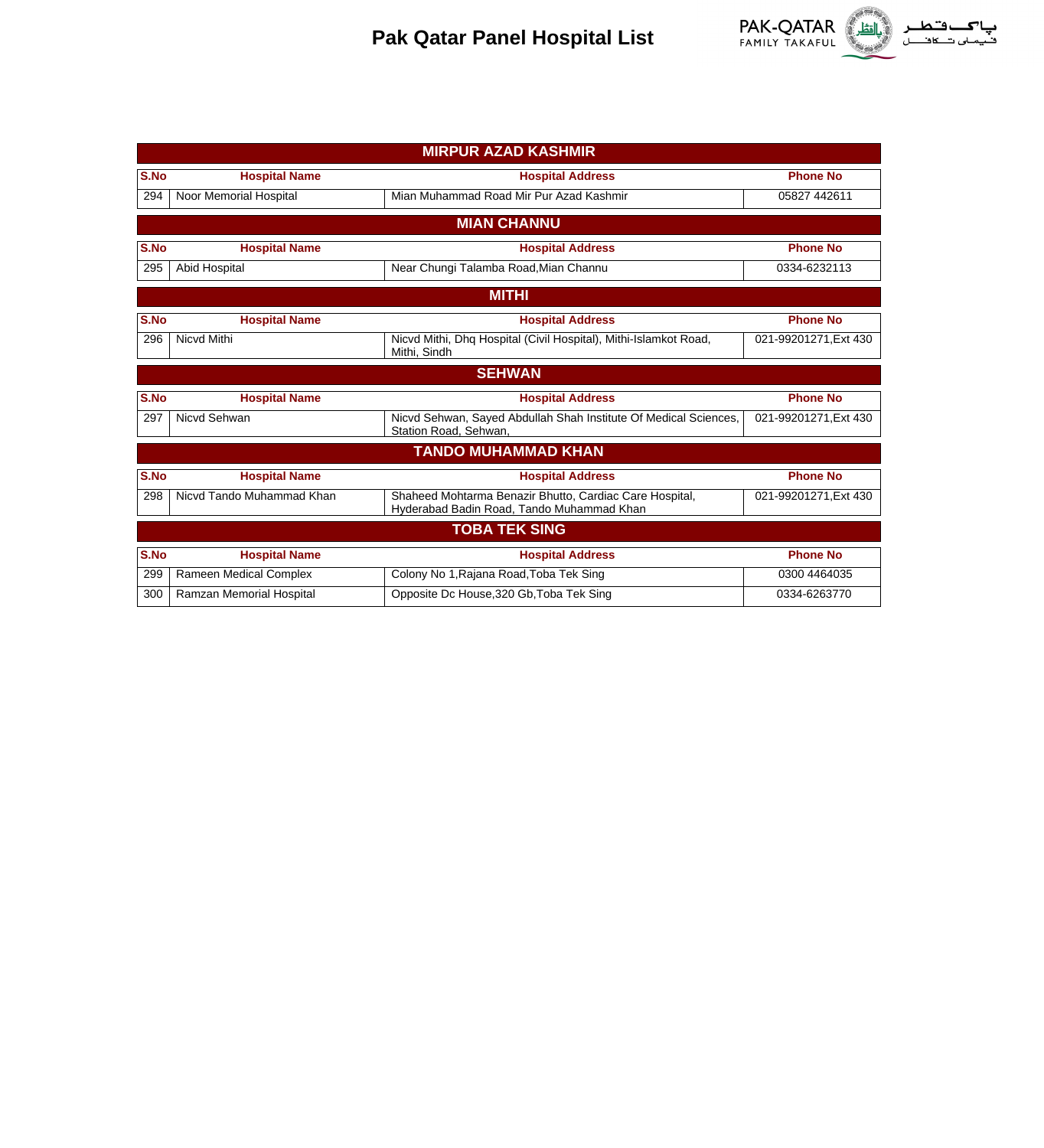# Pak Qatar Panel Hospital List

## MIRPUR AZAD KASHMIR

| S.No | Hospital Name | Hospital Address | Phone No |
|---|---|---|---|
| 294 | Noor Memorial Hospital | Mian Muhammad Road Mir Pur Azad Kashmir | 05827 442611 |

## MIAN CHANNU

| S.No | Hospital Name | Hospital Address | Phone No |
|---|---|---|---|
| 295 | Abid Hospital | Near Chungi Talamba Road,Mian Channu | 0334-6232113 |

## MITHI

| S.No | Hospital Name | Hospital Address | Phone No |
|---|---|---|---|
| 296 | Nicvd Mithi | Nicvd Mithi, Dhq Hospital (Civil Hospital), Mithi-Islamkot Road, Mithi, Sindh | 021-99201271,Ext 430 |

## SEHWAN

| S.No | Hospital Name | Hospital Address | Phone No |
|---|---|---|---|
| 297 | Nicvd Sehwan | Nicvd Sehwan, Sayed Abdullah Shah Institute Of Medical Sciences, Station Road, Sehwan, | 021-99201271,Ext 430 |

## TANDO MUHAMMAD KHAN

| S.No | Hospital Name | Hospital Address | Phone No |
|---|---|---|---|
| 298 | Nicvd Tando Muhammad Khan | Shaheed Mohtarma Benazir Bhutto, Cardiac Care Hospital, Hyderabad Badin Road, Tando Muhammad Khan | 021-99201271,Ext 430 |

## TOBA TEK SING

| S.No | Hospital Name | Hospital Address | Phone No |
|---|---|---|---|
| 299 | Rameen Medical Complex | Colony No 1,Rajana Road,Toba Tek Sing | 0300 4464035 |
| 300 | Ramzan Memorial Hospital | Opposite Dc House,320 Gb,Toba Tek Sing | 0334-6263770 |